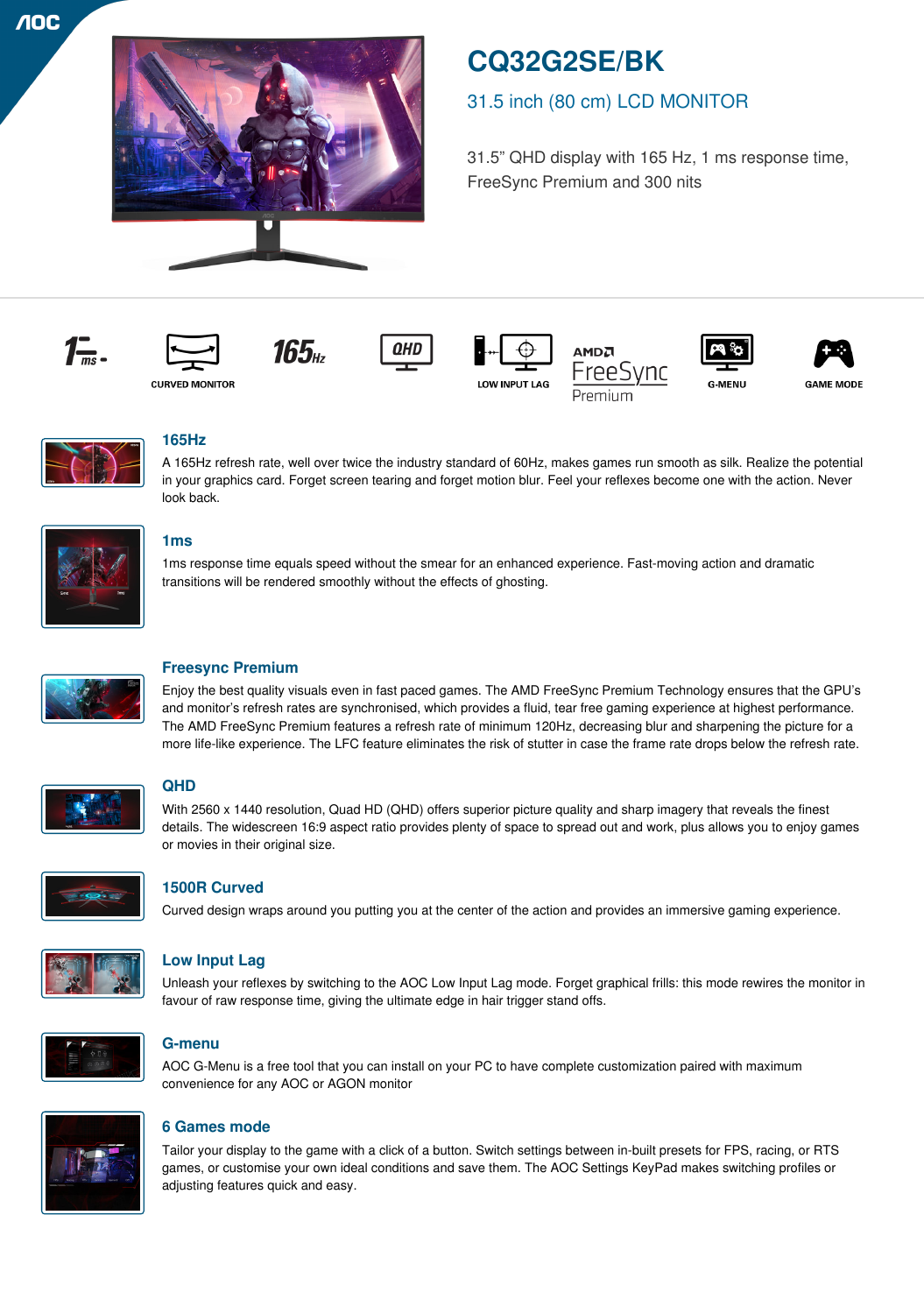# CQ32G2SE/BK

## 31.5 inch (80 cm) LCD MONITOR

31.5" QHD display with 165 Hz, 1 ms response time, FreeSync Premium and 300 nits

1ms · CURVED MONITOR · 165Hz · QHD · LOW INPUT LAG · AMD FreeSync Premium · G-MENU · GAME MODE

### 165Hz

A 165Hz refresh rate, well over twice the industry standard of 60Hz, makes games run smooth as silk. Realize the potential in your graphics card. Forget screen tearing and forget motion blur. Feel your reflexes become one with the action. Never look back.

### 1ms

1ms response time equals speed without the smear for an enhanced experience. Fast-moving action and dramatic transitions will be rendered smoothly without the effects of ghosting.

### Freesync Premium

Enjoy the best quality visuals even in fast paced games. The AMD FreeSync Premium Technology ensures that the GPU's and monitor's refresh rates are synchronised, which provides a fluid, tear free gaming experience at highest performance. The AMD FreeSync Premium features a refresh rate of minimum 120Hz, decreasing blur and sharpening the picture for a more life-like experience. The LFC feature eliminates the risk of stutter in case the frame rate drops below the refresh rate.

### QHD

With 2560 x 1440 resolution, Quad HD (QHD) offers superior picture quality and sharp imagery that reveals the finest details. The widescreen 16:9 aspect ratio provides plenty of space to spread out and work, plus allows you to enjoy games or movies in their original size.

### 1500R Curved

Curved design wraps around you putting you at the center of the action and provides an immersive gaming experience.

### Low Input Lag

Unleash your reflexes by switching to the AOC Low Input Lag mode. Forget graphical frills: this mode rewires the monitor in favour of raw response time, giving the ultimate edge in hair trigger stand offs.

### G-menu

AOC G-Menu is a free tool that you can install on your PC to have complete customization paired with maximum convenience for any AOC or AGON monitor

### 6 Games mode

Tailor your display to the game with a click of a button. Switch settings between in-built presets for FPS, racing, or RTS games, or customise your own ideal conditions and save them. The AOC Settings KeyPad makes switching profiles or adjusting features quick and easy.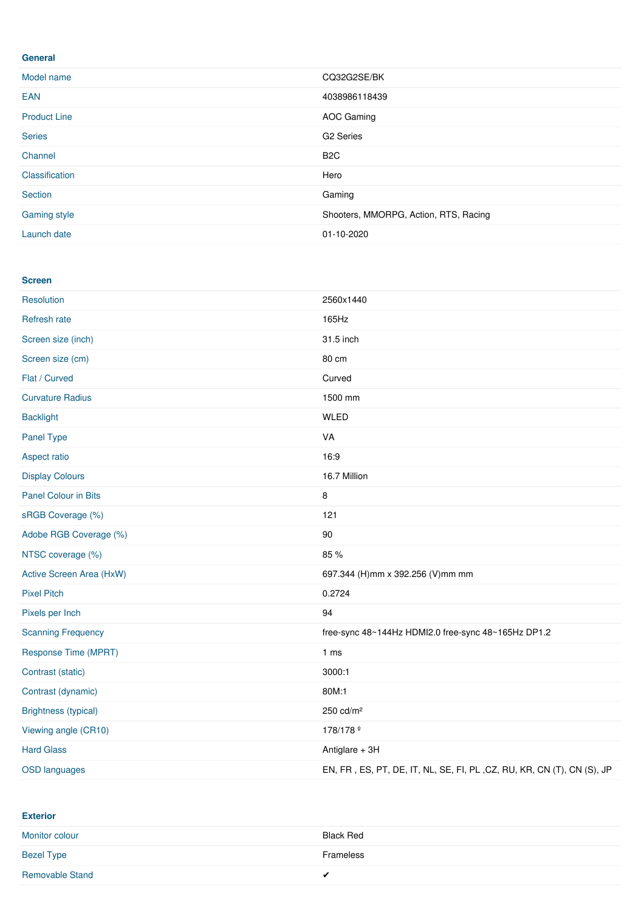### General

| | |
|---|---|
| Model name | CQ32G2SE/BK |
| EAN | 4038986118439 |
| Product Line | AOC Gaming |
| Series | G2 Series |
| Channel | B2C |
| Classification | Hero |
| Section | Gaming |
| Gaming style | Shooters, MMORPG, Action, RTS, Racing |
| Launch date | 01-10-2020 |

### Screen

| | |
|---|---|
| Resolution | 2560x1440 |
| Refresh rate | 165Hz |
| Screen size (inch) | 31.5 inch |
| Screen size (cm) | 80 cm |
| Flat / Curved | Curved |
| Curvature Radius | 1500 mm |
| Backlight | WLED |
| Panel Type | VA |
| Aspect ratio | 16:9 |
| Display Colours | 16.7 Million |
| Panel Colour in Bits | 8 |
| sRGB Coverage (%) | 121 |
| Adobe RGB Coverage (%) | 90 |
| NTSC coverage (%) | 85 % |
| Active Screen Area (HxW) | 697.344 (H)mm x 392.256 (V)mm mm |
| Pixel Pitch | 0.2724 |
| Pixels per Inch | 94 |
| Scanning Frequency | free-sync 48~144Hz HDMI2.0 free-sync 48~165Hz DP1.2 |
| Response Time (MPRT) | 1 ms |
| Contrast (static) | 3000:1 |
| Contrast (dynamic) | 80M:1 |
| Brightness (typical) | 250 cd/m² |
| Viewing angle (CR10) | 178/178 º |
| Hard Glass | Antiglare + 3H |
| OSD languages | EN, FR , ES, PT, DE, IT, NL, SE, FI, PL ,CZ, RU, KR, CN (T), CN (S), JP |

### Exterior

| | |
|---|---|
| Monitor colour | Black Red |
| Bezel Type | Frameless |
| Removable Stand | ✔ |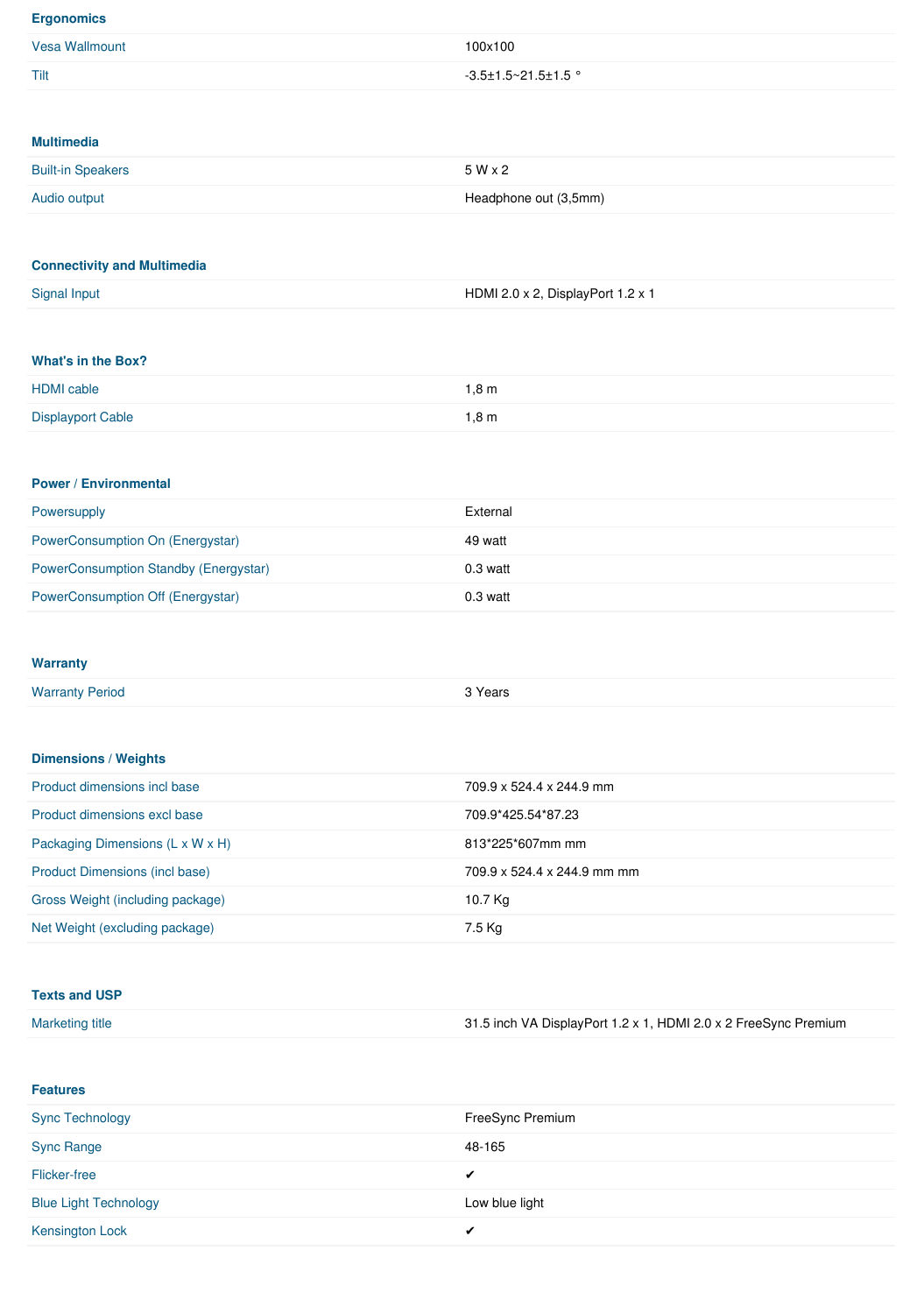### Ergonomics

| | |
|---|---|
| Vesa Wallmount | 100x100 |
| Tilt | -3.5±1.5~21.5±1.5 ° |

### Multimedia

| | |
|---|---|
| Built-in Speakers | 5 W x 2 |
| Audio output | Headphone out (3,5mm) |

### Connectivity and Multimedia

| | |
|---|---|
| Signal Input | HDMI 2.0 x 2, DisplayPort 1.2 x 1 |

### What's in the Box?

| | |
|---|---|
| HDMI cable | 1,8 m |
| Displayport Cable | 1,8 m |

### Power / Environmental

| | |
|---|---|
| Powersupply | External |
| PowerConsumption On (Energystar) | 49 watt |
| PowerConsumption Standby (Energystar) | 0.3 watt |
| PowerConsumption Off (Energystar) | 0.3 watt |

### Warranty

| | |
|---|---|
| Warranty Period | 3 Years |

### Dimensions / Weights

| | |
|---|---|
| Product dimensions incl base | 709.9 x 524.4 x 244.9 mm |
| Product dimensions excl base | 709.9*425.54*87.23 |
| Packaging Dimensions (L x W x H) | 813*225*607mm mm |
| Product Dimensions (incl base) | 709.9 x 524.4 x 244.9 mm mm |
| Gross Weight (including package) | 10.7 Kg |
| Net Weight (excluding package) | 7.5 Kg |

### Texts and USP

| | |
|---|---|
| Marketing title | 31.5 inch VA DisplayPort 1.2 x 1, HDMI 2.0 x 2 FreeSync Premium |

### Features

| | |
|---|---|
| Sync Technology | FreeSync Premium |
| Sync Range | 48-165 |
| Flicker-free | ✔ |
| Blue Light Technology | Low blue light |
| Kensington Lock | ✔ |